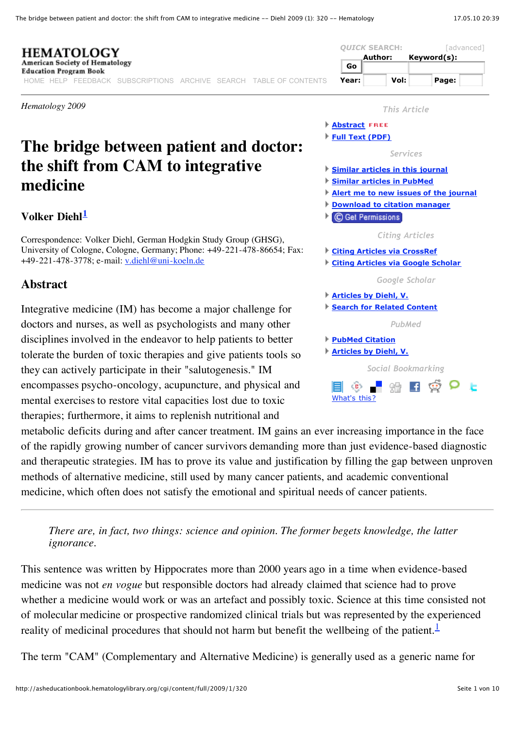*Hematology 2009*

# The bridge between patient and doctor: the shift from CAM to integrative medicine

**Volker Diehl**[1]

Correspondence: Volker Diehl, German Hodgkin Study Group (GHSG), University of Cologne, Cologne, Germany; Phone: +49-221-478-86654; Fax: +49-221-478-3778; e-mail: v.diehl@uni-koeln.de

## Abstract

Integrative medicine (IM) has become a major challenge for doctors and nurses, as well as psychologists and many other disciplines involved in the endeavor to help patients to better tolerate the burden of toxic therapies and give patients tools so they can actively participate in their "salutogenesis." IM encompasses psycho-oncology, acupuncture, and physical and mental exercises to restore vital capacities lost due to toxic therapies; furthermore, it aims to replenish nutritional and metabolic deficits during and after cancer treatment. IM gains an ever increasing importance in the face of the rapidly growing number of cancer survivors demanding more than just evidence-based diagnostic and therapeutic strategies. IM has to prove its value and justification by filling the gap between unproven methods of alternative medicine, still used by many cancer patients, and academic conventional medicine, which often does not satisfy the emotional and spiritual needs of cancer patients.

---

> *There are, in fact, two things: science and opinion. The former begets knowledge, the latter ignorance.*

This sentence was written by Hippocrates more than 2000 years ago in a time when evidence-based medicine was not *en vogue* but responsible doctors had already claimed that science had to prove whether a medicine would work or was an artefact and possibly toxic. Science at this time consisted not of molecular medicine or prospective randomized clinical trials but was represented by the experienced reality of medicinal procedures that should not harm but benefit the wellbeing of the patient.[1]

The term "CAM" (Complementary and Alternative Medicine) is generally used as a generic name for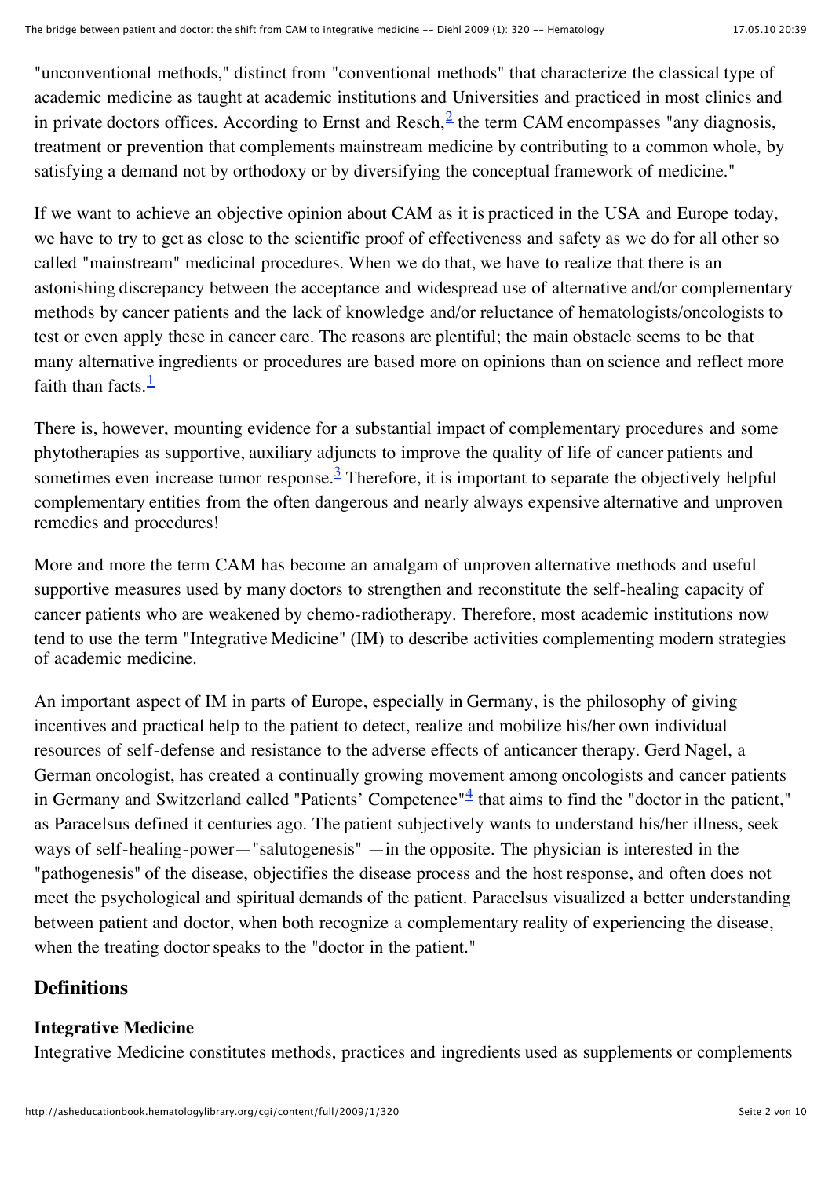"unconventional methods," distinct from "conventional methods" that characterize the classical type of academic medicine as taught at academic institutions and Universities and practiced in most clinics and in private doctors offices. According to Ernst and Resch,[2] the term CAM encompasses "any diagnosis, treatment or prevention that complements mainstream medicine by contributing to a common whole, by satisfying a demand not by orthodoxy or by diversifying the conceptual framework of medicine."

If we want to achieve an objective opinion about CAM as it is practiced in the USA and Europe today, we have to try to get as close to the scientific proof of effectiveness and safety as we do for all other so called "mainstream" medicinal procedures. When we do that, we have to realize that there is an astonishing discrepancy between the acceptance and widespread use of alternative and/or complementary methods by cancer patients and the lack of knowledge and/or reluctance of hematologists/oncologists to test or even apply these in cancer care. The reasons are plentiful; the main obstacle seems to be that many alternative ingredients or procedures are based more on opinions than on science and reflect more faith than facts.[1]

There is, however, mounting evidence for a substantial impact of complementary procedures and some phytotherapies as supportive, auxiliary adjuncts to improve the quality of life of cancer patients and sometimes even increase tumor response.[3] Therefore, it is important to separate the objectively helpful complementary entities from the often dangerous and nearly always expensive alternative and unproven remedies and procedures!

More and more the term CAM has become an amalgam of unproven alternative methods and useful supportive measures used by many doctors to strengthen and reconstitute the self-healing capacity of cancer patients who are weakened by chemo-radiotherapy. Therefore, most academic institutions now tend to use the term "Integrative Medicine" (IM) to describe activities complementing modern strategies of academic medicine.

An important aspect of IM in parts of Europe, especially in Germany, is the philosophy of giving incentives and practical help to the patient to detect, realize and mobilize his/her own individual resources of self-defense and resistance to the adverse effects of anticancer therapy. Gerd Nagel, a German oncologist, has created a continually growing movement among oncologists and cancer patients in Germany and Switzerland called "Patients' Competence"[4] that aims to find the "doctor in the patient," as Paracelsus defined it centuries ago. The patient subjectively wants to understand his/her illness, seek ways of self-healing-power—"salutogenesis" —in the opposite. The physician is interested in the "pathogenesis" of the disease, objectifies the disease process and the host response, and often does not meet the psychological and spiritual demands of the patient. Paracelsus visualized a better understanding between patient and doctor, when both recognize a complementary reality of experiencing the disease, when the treating doctor speaks to the "doctor in the patient."

## Definitions

### Integrative Medicine

Integrative Medicine constitutes methods, practices and ingredients used as supplements or complements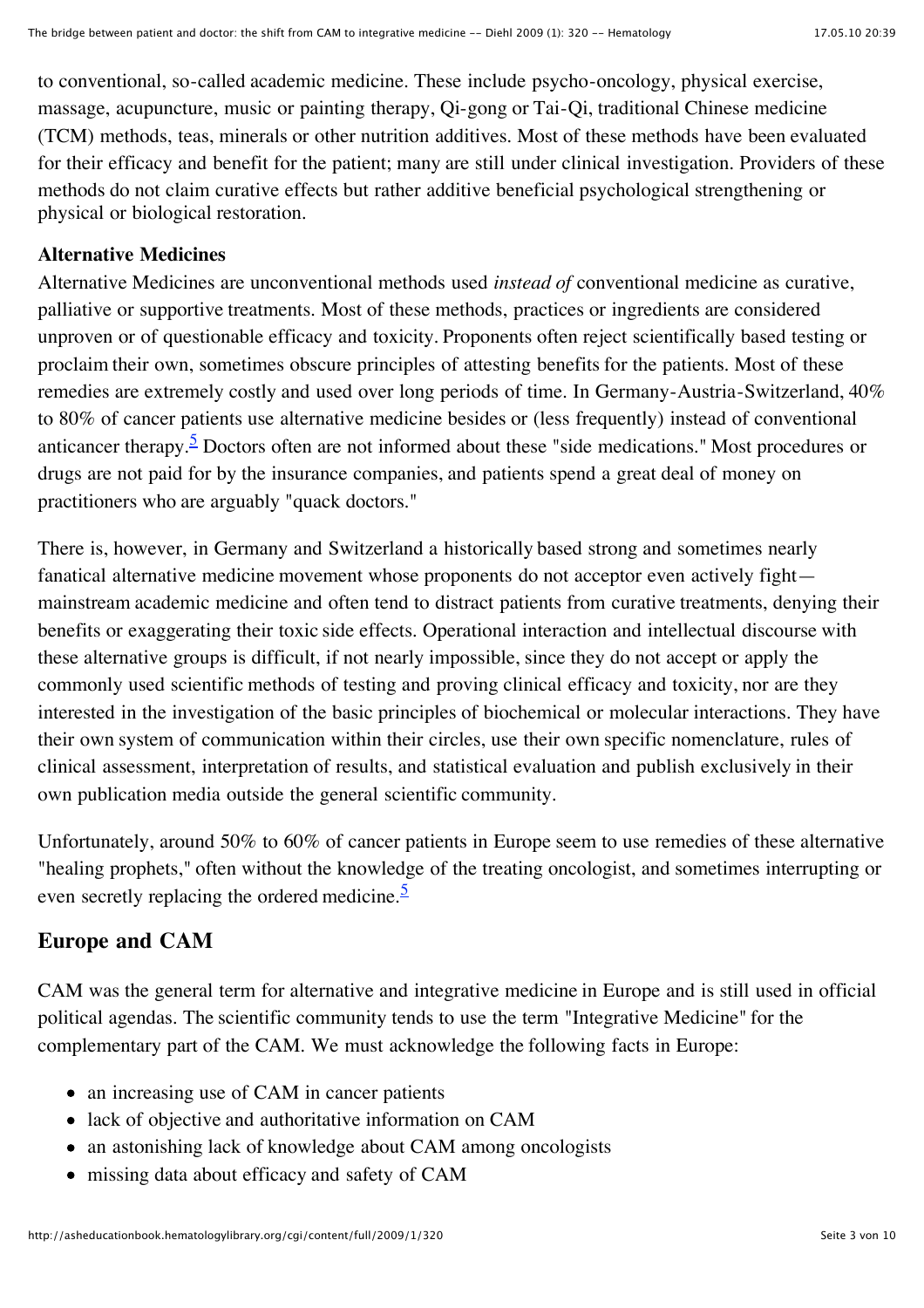to conventional, so-called academic medicine. These include psycho-oncology, physical exercise, massage, acupuncture, music or painting therapy, Qi-gong or Tai-Qi, traditional Chinese medicine (TCM) methods, teas, minerals or other nutrition additives. Most of these methods have been evaluated for their efficacy and benefit for the patient; many are still under clinical investigation. Providers of these methods do not claim curative effects but rather additive beneficial psychological strengthening or physical or biological restoration.

**Alternative Medicines**

Alternative Medicines are unconventional methods used *instead of* conventional medicine as curative, palliative or supportive treatments. Most of these methods, practices or ingredients are considered unproven or of questionable efficacy and toxicity. Proponents often reject scientifically based testing or proclaim their own, sometimes obscure principles of attesting benefits for the patients. Most of these remedies are extremely costly and used over long periods of time. In Germany-Austria-Switzerland, 40% to 80% of cancer patients use alternative medicine besides or (less frequently) instead of conventional anticancer therapy.[5] Doctors often are not informed about these "side medications." Most procedures or drugs are not paid for by the insurance companies, and patients spend a great deal of money on practitioners who are arguably "quack doctors."

There is, however, in Germany and Switzerland a historically based strong and sometimes nearly fanatical alternative medicine movement whose proponents do not acceptor even actively fight—mainstream academic medicine and often tend to distract patients from curative treatments, denying their benefits or exaggerating their toxic side effects. Operational interaction and intellectual discourse with these alternative groups is difficult, if not nearly impossible, since they do not accept or apply the commonly used scientific methods of testing and proving clinical efficacy and toxicity, nor are they interested in the investigation of the basic principles of biochemical or molecular interactions. They have their own system of communication within their circles, use their own specific nomenclature, rules of clinical assessment, interpretation of results, and statistical evaluation and publish exclusively in their own publication media outside the general scientific community.

Unfortunately, around 50% to 60% of cancer patients in Europe seem to use remedies of these alternative "healing prophets," often without the knowledge of the treating oncologist, and sometimes interrupting or even secretly replacing the ordered medicine.[5]

## Europe and CAM

CAM was the general term for alternative and integrative medicine in Europe and is still used in official political agendas. The scientific community tends to use the term "Integrative Medicine" for the complementary part of the CAM. We must acknowledge the following facts in Europe:

- an increasing use of CAM in cancer patients
- lack of objective and authoritative information on CAM
- an astonishing lack of knowledge about CAM among oncologists
- missing data about efficacy and safety of CAM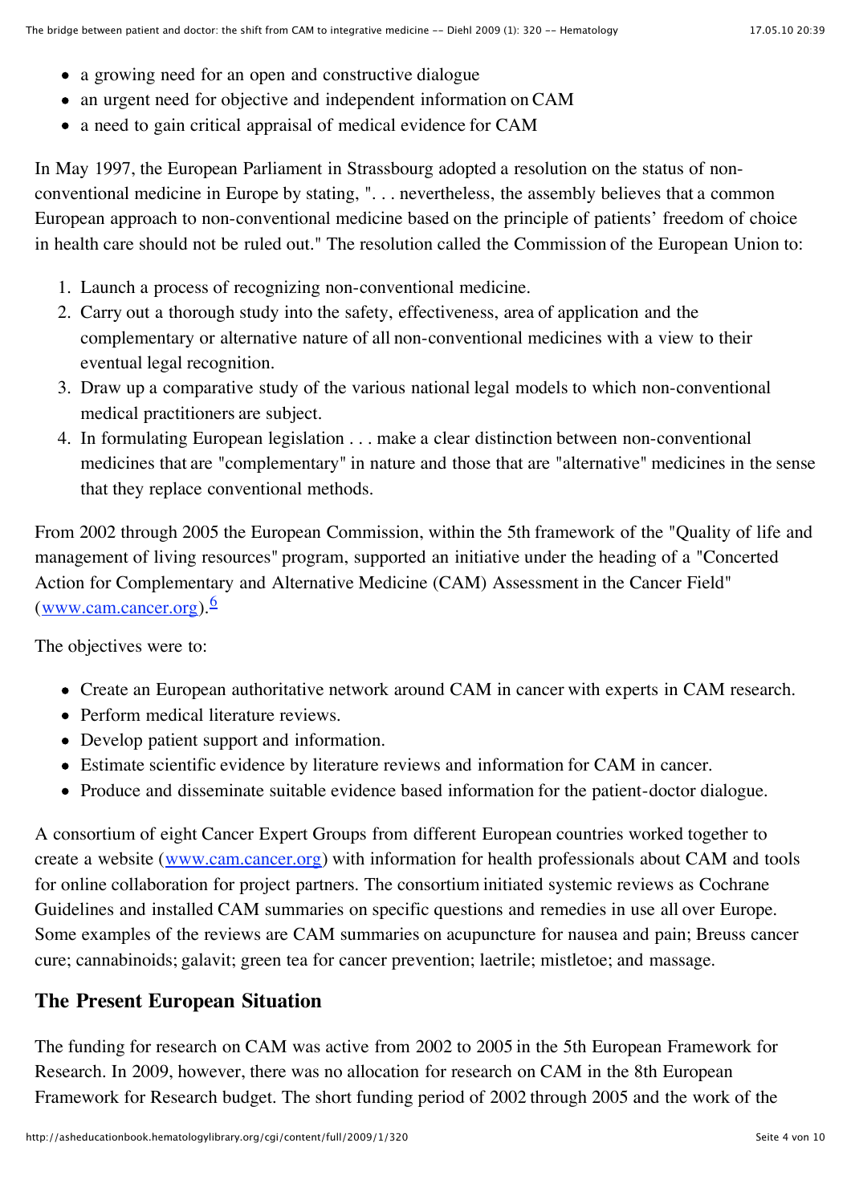- a growing need for an open and constructive dialogue
- an urgent need for objective and independent information on CAM
- a need to gain critical appraisal of medical evidence for CAM

In May 1997, the European Parliament in Strassbourg adopted a resolution on the status of non-conventional medicine in Europe by stating, ". . . nevertheless, the assembly believes that a common European approach to non-conventional medicine based on the principle of patients' freedom of choice in health care should not be ruled out." The resolution called the Commission of the European Union to:

1. Launch a process of recognizing non-conventional medicine.
2. Carry out a thorough study into the safety, effectiveness, area of application and the complementary or alternative nature of all non-conventional medicines with a view to their eventual legal recognition.
3. Draw up a comparative study of the various national legal models to which non-conventional medical practitioners are subject.
4. In formulating European legislation . . . make a clear distinction between non-conventional medicines that are "complementary" in nature and those that are "alternative" medicines in the sense that they replace conventional methods.

From 2002 through 2005 the European Commission, within the 5th framework of the "Quality of life and management of living resources" program, supported an initiative under the heading of a "Concerted Action for Complementary and Alternative Medicine (CAM) Assessment in the Cancer Field" (www.cam.cancer.org).[6]

The objectives were to:

- Create an European authoritative network around CAM in cancer with experts in CAM research.
- Perform medical literature reviews.
- Develop patient support and information.
- Estimate scientific evidence by literature reviews and information for CAM in cancer.
- Produce and disseminate suitable evidence based information for the patient-doctor dialogue.

A consortium of eight Cancer Expert Groups from different European countries worked together to create a website (www.cam.cancer.org) with information for health professionals about CAM and tools for online collaboration for project partners. The consortium initiated systemic reviews as Cochrane Guidelines and installed CAM summaries on specific questions and remedies in use all over Europe. Some examples of the reviews are CAM summaries on acupuncture for nausea and pain; Breuss cancer cure; cannabinoids; galavit; green tea for cancer prevention; laetrile; mistletoe; and massage.

## The Present European Situation

The funding for research on CAM was active from 2002 to 2005 in the 5th European Framework for Research. In 2009, however, there was no allocation for research on CAM in the 8th European Framework for Research budget. The short funding period of 2002 through 2005 and the work of the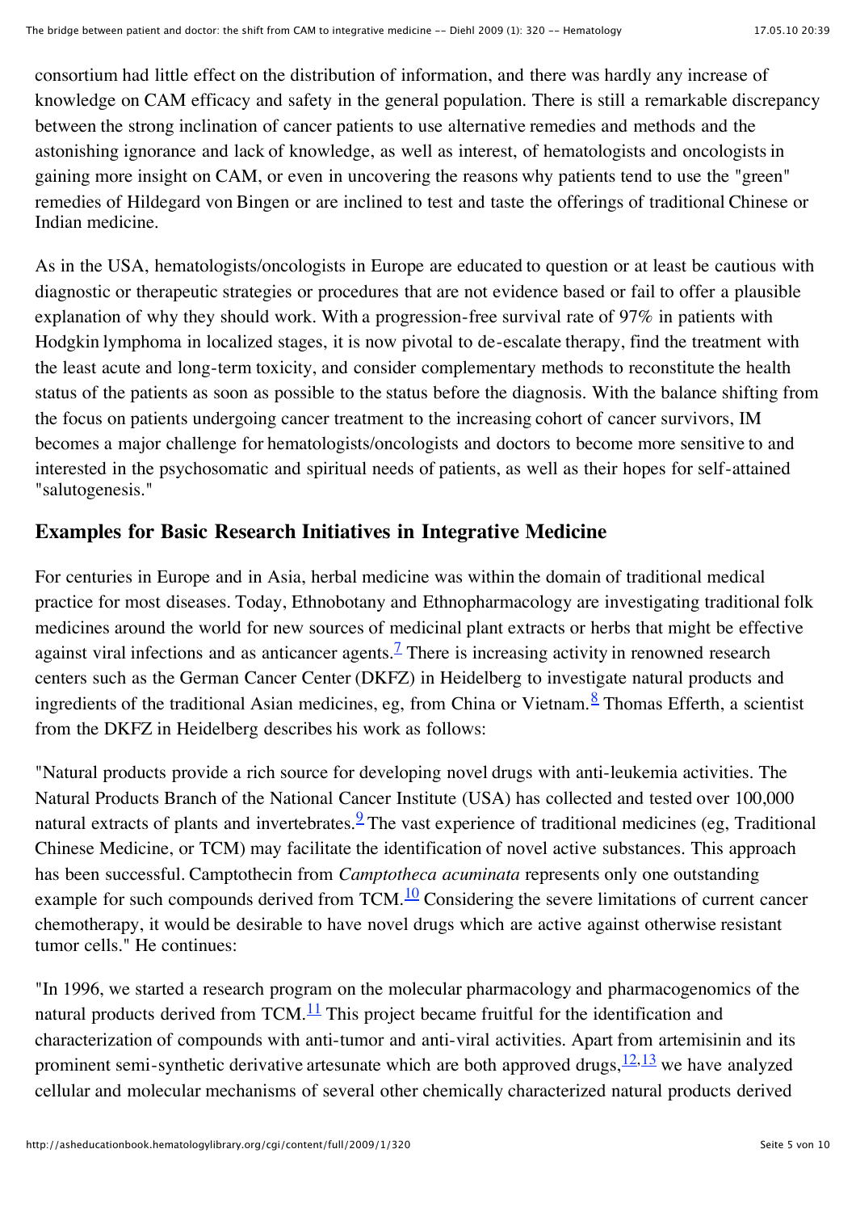consortium had little effect on the distribution of information, and there was hardly any increase of knowledge on CAM efficacy and safety in the general population. There is still a remarkable discrepancy between the strong inclination of cancer patients to use alternative remedies and methods and the astonishing ignorance and lack of knowledge, as well as interest, of hematologists and oncologists in gaining more insight on CAM, or even in uncovering the reasons why patients tend to use the "green" remedies of Hildegard von Bingen or are inclined to test and taste the offerings of traditional Chinese or Indian medicine.

As in the USA, hematologists/oncologists in Europe are educated to question or at least be cautious with diagnostic or therapeutic strategies or procedures that are not evidence based or fail to offer a plausible explanation of why they should work. With a progression-free survival rate of 97% in patients with Hodgkin lymphoma in localized stages, it is now pivotal to de-escalate therapy, find the treatment with the least acute and long-term toxicity, and consider complementary methods to reconstitute the health status of the patients as soon as possible to the status before the diagnosis. With the balance shifting from the focus on patients undergoing cancer treatment to the increasing cohort of cancer survivors, IM becomes a major challenge for hematologists/oncologists and doctors to become more sensitive to and interested in the psychosomatic and spiritual needs of patients, as well as their hopes for self-attained "salutogenesis."

## Examples for Basic Research Initiatives in Integrative Medicine

For centuries in Europe and in Asia, herbal medicine was within the domain of traditional medical practice for most diseases. Today, Ethnobotany and Ethnopharmacology are investigating traditional folk medicines around the world for new sources of medicinal plant extracts or herbs that might be effective against viral infections and as anticancer agents.[7] There is increasing activity in renowned research centers such as the German Cancer Center (DKFZ) in Heidelberg to investigate natural products and ingredients of the traditional Asian medicines, eg, from China or Vietnam.[8] Thomas Efferth, a scientist from the DKFZ in Heidelberg describes his work as follows:

"Natural products provide a rich source for developing novel drugs with anti-leukemia activities. The Natural Products Branch of the National Cancer Institute (USA) has collected and tested over 100,000 natural extracts of plants and invertebrates.[9] The vast experience of traditional medicines (eg, Traditional Chinese Medicine, or TCM) may facilitate the identification of novel active substances. This approach has been successful. Camptothecin from *Camptotheca acuminata* represents only one outstanding example for such compounds derived from TCM.[10] Considering the severe limitations of current cancer chemotherapy, it would be desirable to have novel drugs which are active against otherwise resistant tumor cells." He continues:

"In 1996, we started a research program on the molecular pharmacology and pharmacogenomics of the natural products derived from TCM.[11] This project became fruitful for the identification and characterization of compounds with anti-tumor and anti-viral activities. Apart from artemisinin and its prominent semi-synthetic derivative artesunate which are both approved drugs,[12,13] we have analyzed cellular and molecular mechanisms of several other chemically characterized natural products derived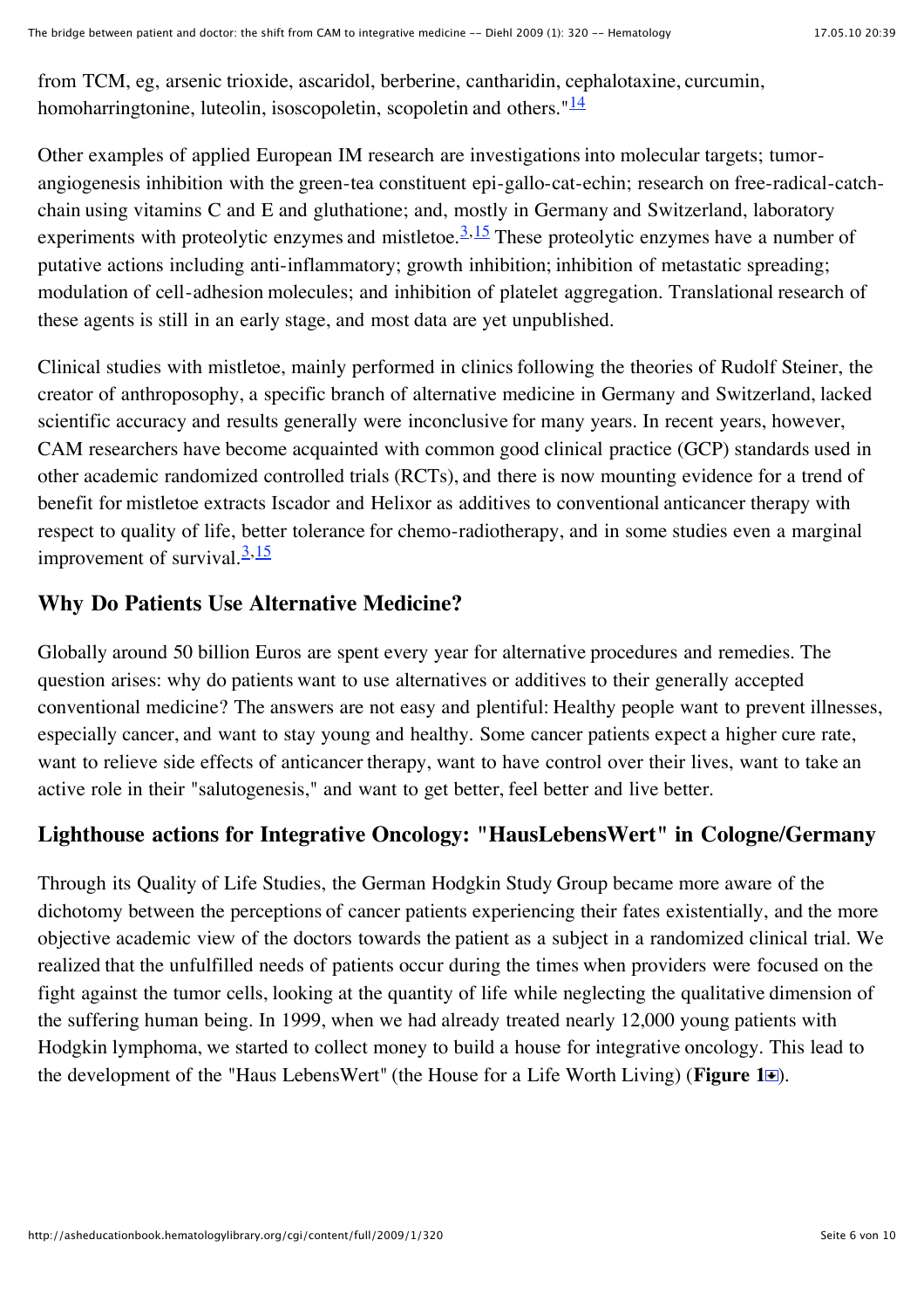from TCM, eg, arsenic trioxide, ascaridol, berberine, cantharidin, cephalotaxine, curcumin, homoharringtonine, luteolin, isoscopoletin, scopoletin and others."[14]

Other examples of applied European IM research are investigations into molecular targets; tumor-angiogenesis inhibition with the green-tea constituent epi-gallo-cat-echin; research on free-radical-catch-chain using vitamins C and E and gluthatione; and, mostly in Germany and Switzerland, laboratory experiments with proteolytic enzymes and mistletoe.[3,15] These proteolytic enzymes have a number of putative actions including anti-inflammatory; growth inhibition; inhibition of metastatic spreading; modulation of cell-adhesion molecules; and inhibition of platelet aggregation. Translational research of these agents is still in an early stage, and most data are yet unpublished.

Clinical studies with mistletoe, mainly performed in clinics following the theories of Rudolf Steiner, the creator of anthroposophy, a specific branch of alternative medicine in Germany and Switzerland, lacked scientific accuracy and results generally were inconclusive for many years. In recent years, however, CAM researchers have become acquainted with common good clinical practice (GCP) standards used in other academic randomized controlled trials (RCTs), and there is now mounting evidence for a trend of benefit for mistletoe extracts Iscador and Helixor as additives to conventional anticancer therapy with respect to quality of life, better tolerance for chemo-radiotherapy, and in some studies even a marginal improvement of survival.[3,15]

## Why Do Patients Use Alternative Medicine?

Globally around 50 billion Euros are spent every year for alternative procedures and remedies. The question arises: why do patients want to use alternatives or additives to their generally accepted conventional medicine? The answers are not easy and plentiful: Healthy people want to prevent illnesses, especially cancer, and want to stay young and healthy. Some cancer patients expect a higher cure rate, want to relieve side effects of anticancer therapy, want to have control over their lives, want to take an active role in their "salutogenesis," and want to get better, feel better and live better.

## Lighthouse actions for Integrative Oncology: "HausLebensWert" in Cologne/Germany

Through its Quality of Life Studies, the German Hodgkin Study Group became more aware of the dichotomy between the perceptions of cancer patients experiencing their fates existentially, and the more objective academic view of the doctors towards the patient as a subject in a randomized clinical trial. We realized that the unfulfilled needs of patients occur during the times when providers were focused on the fight against the tumor cells, looking at the quantity of life while neglecting the qualitative dimension of the suffering human being. In 1999, when we had already treated nearly 12,000 young patients with Hodgkin lymphoma, we started to collect money to build a house for integrative oncology. This lead to the development of the "Haus LebensWert" (the House for a Life Worth Living) (**Figure 1**).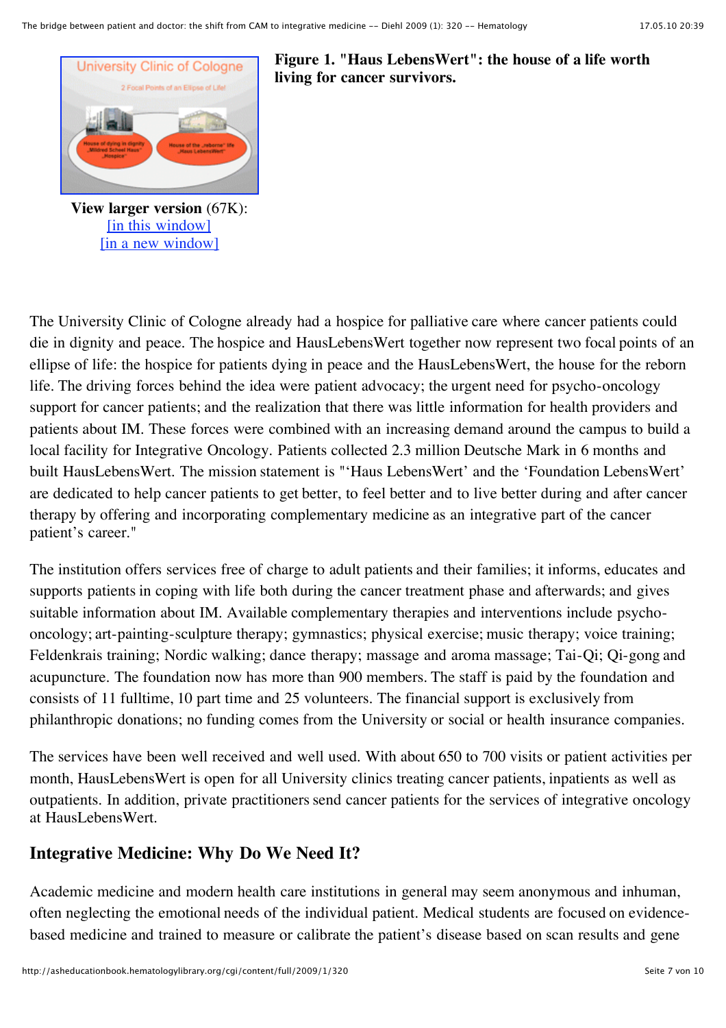**Figure 1. "Haus LebensWert": the house of a life worth living for cancer survivors.**

**View larger version** (67K):
[in this window]
[in a new window]

The University Clinic of Cologne already had a hospice for palliative care where cancer patients could die in dignity and peace. The hospice and HausLebensWert together now represent two focal points of an ellipse of life: the hospice for patients dying in peace and the HausLebensWert, the house for the reborn life. The driving forces behind the idea were patient advocacy; the urgent need for psycho-oncology support for cancer patients; and the realization that there was little information for health providers and patients about IM. These forces were combined with an increasing demand around the campus to build a local facility for Integrative Oncology. Patients collected 2.3 million Deutsche Mark in 6 months and built HausLebensWert. The mission statement is "'Haus LebensWert' and the 'Foundation LebensWert' are dedicated to help cancer patients to get better, to feel better and to live better during and after cancer therapy by offering and incorporating complementary medicine as an integrative part of the cancer patient's career."

The institution offers services free of charge to adult patients and their families; it informs, educates and supports patients in coping with life both during the cancer treatment phase and afterwards; and gives suitable information about IM. Available complementary therapies and interventions include psycho-oncology; art-painting-sculpture therapy; gymnastics; physical exercise; music therapy; voice training; Feldenkrais training; Nordic walking; dance therapy; massage and aroma massage; Tai-Qi; Qi-gong and acupuncture. The foundation now has more than 900 members. The staff is paid by the foundation and consists of 11 fulltime, 10 part time and 25 volunteers. The financial support is exclusively from philanthropic donations; no funding comes from the University or social or health insurance companies.

The services have been well received and well used. With about 650 to 700 visits or patient activities per month, HausLebensWert is open for all University clinics treating cancer patients, inpatients as well as outpatients. In addition, private practitioners send cancer patients for the services of integrative oncology at HausLebensWert.

## Integrative Medicine: Why Do We Need It?

Academic medicine and modern health care institutions in general may seem anonymous and inhuman, often neglecting the emotional needs of the individual patient. Medical students are focused on evidence-based medicine and trained to measure or calibrate the patient's disease based on scan results and gene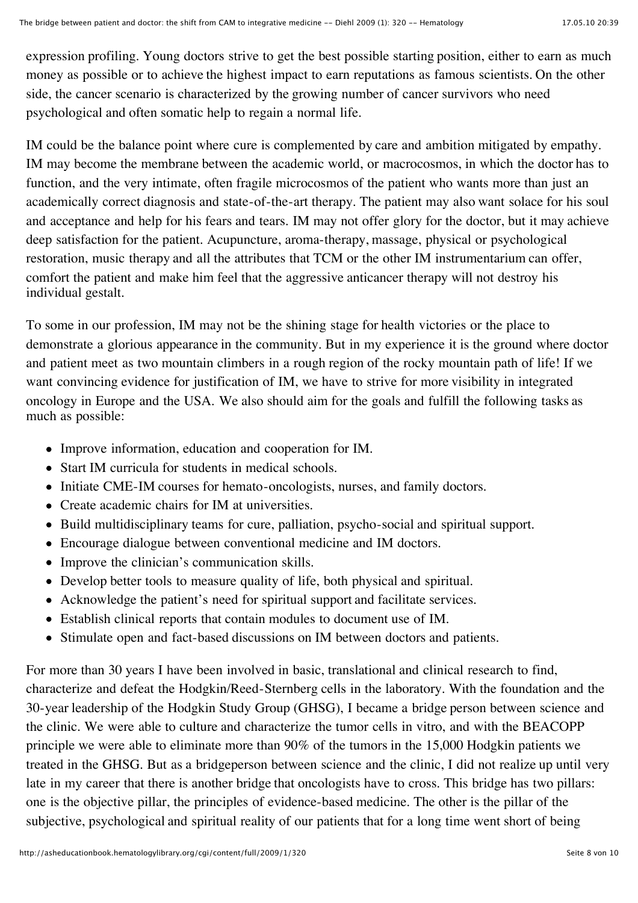expression profiling. Young doctors strive to get the best possible starting position, either to earn as much money as possible or to achieve the highest impact to earn reputations as famous scientists. On the other side, the cancer scenario is characterized by the growing number of cancer survivors who need psychological and often somatic help to regain a normal life.

IM could be the balance point where cure is complemented by care and ambition mitigated by empathy. IM may become the membrane between the academic world, or macrocosmos, in which the doctor has to function, and the very intimate, often fragile microcosmos of the patient who wants more than just an academically correct diagnosis and state-of-the-art therapy. The patient may also want solace for his soul and acceptance and help for his fears and tears. IM may not offer glory for the doctor, but it may achieve deep satisfaction for the patient. Acupuncture, aroma-therapy, massage, physical or psychological restoration, music therapy and all the attributes that TCM or the other IM instrumentarium can offer, comfort the patient and make him feel that the aggressive anticancer therapy will not destroy his individual gestalt.

To some in our profession, IM may not be the shining stage for health victories or the place to demonstrate a glorious appearance in the community. But in my experience it is the ground where doctor and patient meet as two mountain climbers in a rough region of the rocky mountain path of life! If we want convincing evidence for justification of IM, we have to strive for more visibility in integrated oncology in Europe and the USA. We also should aim for the goals and fulfill the following tasks as much as possible:

- Improve information, education and cooperation for IM.
- Start IM curricula for students in medical schools.
- Initiate CME-IM courses for hemato-oncologists, nurses, and family doctors.
- Create academic chairs for IM at universities.
- Build multidisciplinary teams for cure, palliation, psycho-social and spiritual support.
- Encourage dialogue between conventional medicine and IM doctors.
- Improve the clinician's communication skills.
- Develop better tools to measure quality of life, both physical and spiritual.
- Acknowledge the patient's need for spiritual support and facilitate services.
- Establish clinical reports that contain modules to document use of IM.
- Stimulate open and fact-based discussions on IM between doctors and patients.

For more than 30 years I have been involved in basic, translational and clinical research to find, characterize and defeat the Hodgkin/Reed-Sternberg cells in the laboratory. With the foundation and the 30-year leadership of the Hodgkin Study Group (GHSG), I became a bridge person between science and the clinic. We were able to culture and characterize the tumor cells in vitro, and with the BEACOPP principle we were able to eliminate more than 90% of the tumors in the 15,000 Hodgkin patients we treated in the GHSG. But as a bridgeperson between science and the clinic, I did not realize up until very late in my career that there is another bridge that oncologists have to cross. This bridge has two pillars: one is the objective pillar, the principles of evidence-based medicine. The other is the pillar of the subjective, psychological and spiritual reality of our patients that for a long time went short of being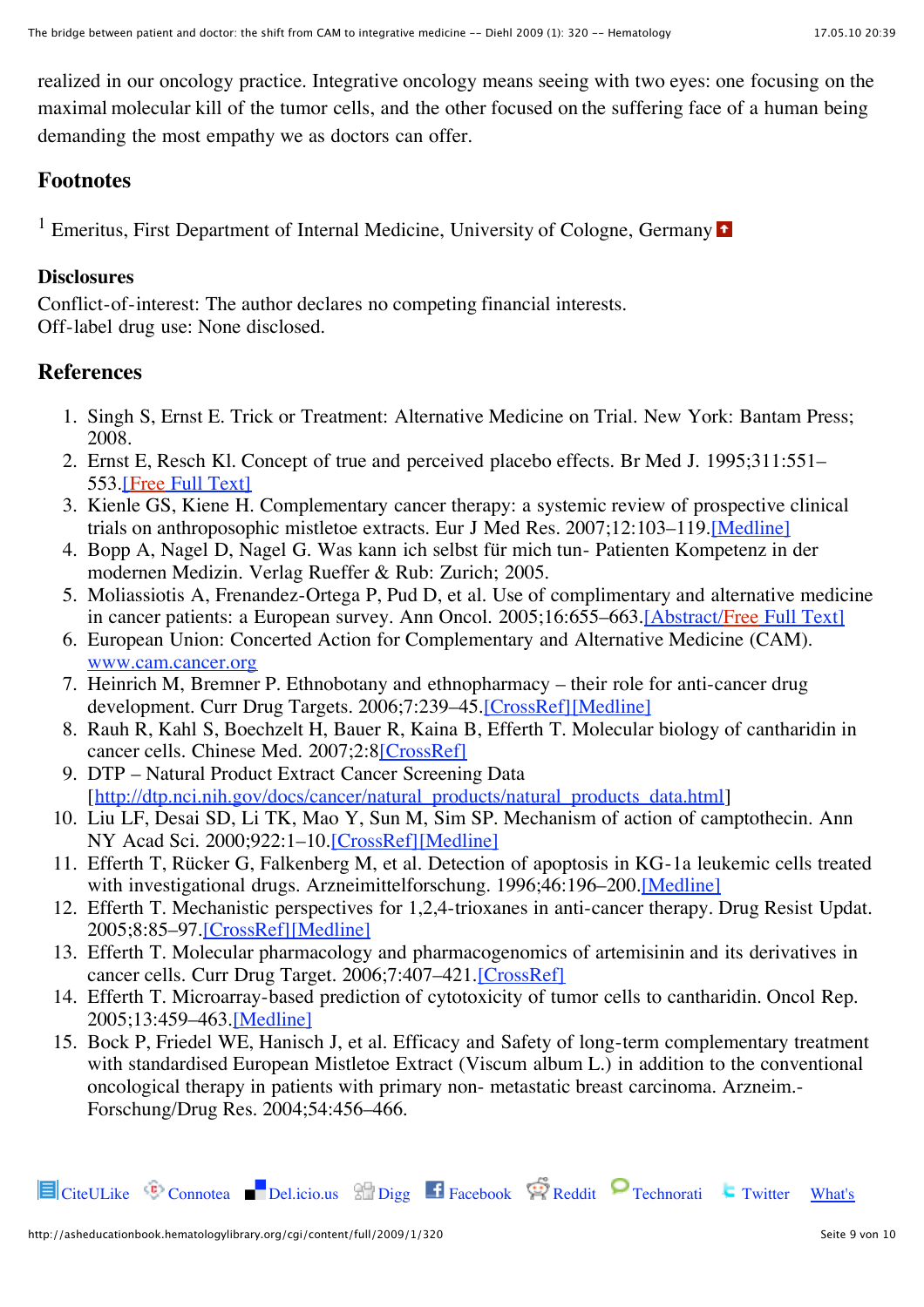realized in our oncology practice. Integrative oncology means seeing with two eyes: one focusing on the maximal molecular kill of the tumor cells, and the other focused on the suffering face of a human being demanding the most empathy we as doctors can offer.

## Footnotes

[1] Emeritus, First Department of Internal Medicine, University of Cologne, Germany

### Disclosures

Conflict-of-interest: The author declares no competing financial interests.
Off-label drug use: None disclosed.

## References

1. Singh S, Ernst E. Trick or Treatment: Alternative Medicine on Trial. New York: Bantam Press; 2008.
2. Ernst E, Resch Kl. Concept of true and perceived placebo effects. Br Med J. 1995;311:551–553.[Free Full Text]
3. Kienle GS, Kiene H. Complementary cancer therapy: a systemic review of prospective clinical trials on anthroposophic mistletoe extracts. Eur J Med Res. 2007;12:103–119.[Medline]
4. Bopp A, Nagel D, Nagel G. Was kann ich selbst für mich tun- Patienten Kompetenz in der modernen Medizin. Verlag Rueffer & Rub: Zurich; 2005.
5. Moliassiotis A, Frenandez-Ortega P, Pud D, et al. Use of complimentary and alternative medicine in cancer patients: a European survey. Ann Oncol. 2005;16:655–663.[Abstract/Free Full Text]
6. European Union: Concerted Action for Complementary and Alternative Medicine (CAM). www.cam.cancer.org
7. Heinrich M, Bremner P. Ethnobotany and ethnopharmacy – their role for anti-cancer drug development. Curr Drug Targets. 2006;7:239–45.[CrossRef][Medline]
8. Rauh R, Kahl S, Boechzelt H, Bauer R, Kaina B, Efferth T. Molecular biology of cantharidin in cancer cells. Chinese Med. 2007;2:8[CrossRef]
9. DTP – Natural Product Extract Cancer Screening Data [http://dtp.nci.nih.gov/docs/cancer/natural_products/natural_products_data.html]
10. Liu LF, Desai SD, Li TK, Mao Y, Sun M, Sim SP. Mechanism of action of camptothecin. Ann NY Acad Sci. 2000;922:1–10.[CrossRef][Medline]
11. Efferth T, Rücker G, Falkenberg M, et al. Detection of apoptosis in KG-1a leukemic cells treated with investigational drugs. Arzneimittelforschung. 1996;46:196–200.[Medline]
12. Efferth T. Mechanistic perspectives for 1,2,4-trioxanes in anti-cancer therapy. Drug Resist Updat. 2005;8:85–97.[CrossRef][Medline]
13. Efferth T. Molecular pharmacology and pharmacogenomics of artemisinin and its derivatives in cancer cells. Curr Drug Target. 2006;7:407–421.[CrossRef]
14. Efferth T. Microarray-based prediction of cytotoxicity of tumor cells to cantharidin. Oncol Rep. 2005;13:459–463.[Medline]
15. Bock P, Friedel WE, Hanisch J, et al. Efficacy and Safety of long-term complementary treatment with standardised European Mistletoe Extract (Viscum album L.) in addition to the conventional oncological therapy in patients with primary non- metastatic breast carcinoma. Arzneim.-Forschung/Drug Res. 2004;54:456–466.

CiteULike Connotea Del.icio.us Digg Facebook Reddit Technorati Twitter What's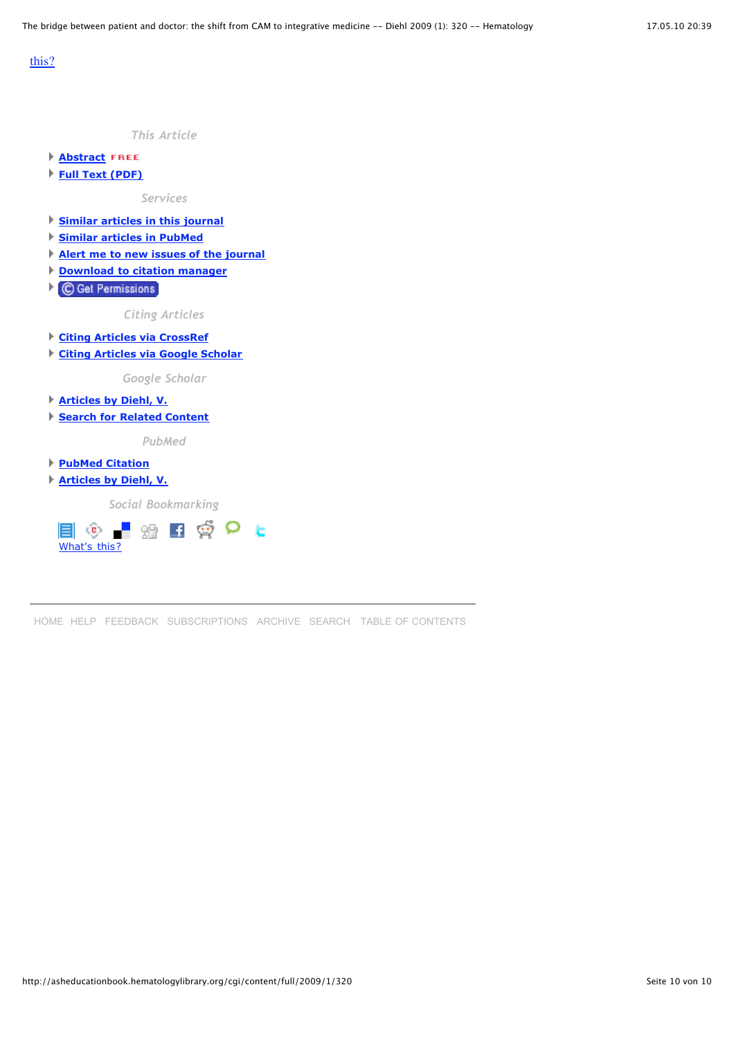this?

*This Article*

- Abstract FREE
- Full Text (PDF)

*Services*

- Similar articles in this journal
- Similar articles in PubMed
- Alert me to new issues of the journal
- Download to citation manager
- Get Permissions

*Citing Articles*

- Citing Articles via CrossRef
- Citing Articles via Google Scholar

*Google Scholar*

- Articles by Diehl, V.
- Search for Related Content

*PubMed*

- PubMed Citation
- Articles by Diehl, V.

*Social Bookmarking*

What's this?

HOME HELP FEEDBACK SUBSCRIPTIONS ARCHIVE SEARCH TABLE OF CONTENTS